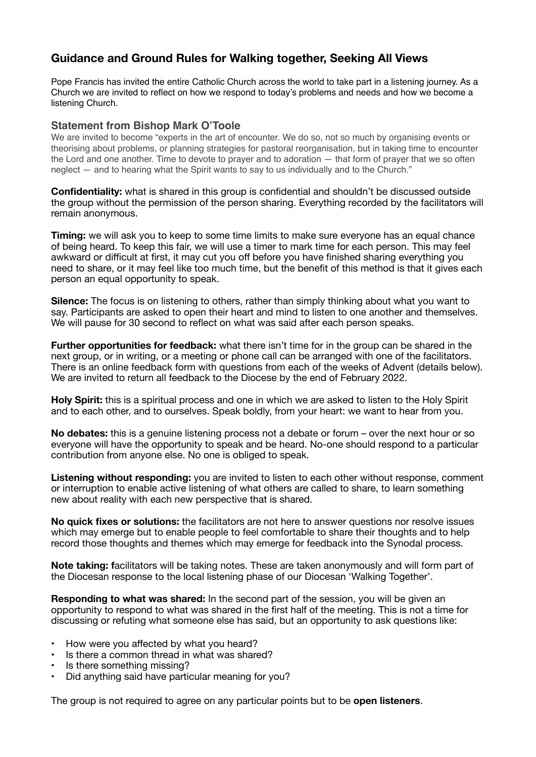# Guidance and Ground Rules for Walking together, Seeking All Views

Pope Francis has invited the entire Catholic Church across the world to take part in a listening journey. As a Church we are invited to reflect on how we respond to today's problems and needs and how we become a listening Church.

## Statement from Bishop Mark O'Toole

We are invited to become "experts in the art of encounter. We do so, not so much by organising events or theorising about problems, or planning strategies for pastoral reorganisation, but in taking time to encounter the Lord and one another. Time to devote to prayer and to adoration — that form of prayer that we so often neglect — and to hearing what the Spirit wants to say to us individually and to the Church."

**Confidentiality:** what is shared in this group is confidential and shouldn't be discussed outside the group without the permission of the person sharing. Everything recorded by the facilitators will remain anonymous.

**Timing:** we will ask you to keep to some time limits to make sure everyone has an equal chance of being heard. To keep this fair, we will use a timer to mark time for each person. This may feel awkward or difficult at first, it may cut you off before you have finished sharing everything you need to share, or it may feel like too much time, but the benefit of this method is that it gives each person an equal opportunity to speak.

**Silence:** The focus is on listening to others, rather than simply thinking about what you want to say. Participants are asked to open their heart and mind to listen to one another and themselves. We will pause for 30 second to reflect on what was said after each person speaks.

**Further opportunities for feedback:** what there isn't time for in the group can be shared in the next group, or in writing, or a meeting or phone call can be arranged with one of the facilitators. There is an online feedback form with questions from each of the weeks of Advent (details below). We are invited to return all feedback to the Diocese by the end of February 2022.

**Holy Spirit:** this is a spiritual process and one in which we are asked to listen to the Holy Spirit and to each other, and to ourselves. Speak boldly, from your heart: we want to hear from you.

**No debates:** this is a genuine listening process not a debate or forum – over the next hour or so everyone will have the opportunity to speak and be heard. No-one should respond to a particular contribution from anyone else. No one is obliged to speak.

**Listening without responding:** you are invited to listen to each other without response, comment or interruption to enable active listening of what others are called to share, to learn something new about reality with each new perspective that is shared.

**No quick fixes or solutions:** the facilitators are not here to answer questions nor resolve issues which may emerge but to enable people to feel comfortable to share their thoughts and to help record those thoughts and themes which may emerge for feedback into the Synodal process.

**Note taking: f**acilitators will be taking notes. These are taken anonymously and will form part of the Diocesan response to the local listening phase of our Diocesan 'Walking Together'.

**Responding to what was shared:** In the second part of the session, you will be given an opportunity to respond to what was shared in the first half of the meeting. This is not a time for discussing or refuting what someone else has said, but an opportunity to ask questions like:

- How were you affected by what you heard?
- Is there a common thread in what was shared?
- Is there something missing?
- Did anything said have particular meaning for you?

The group is not required to agree on any particular points but to be **open listeners**.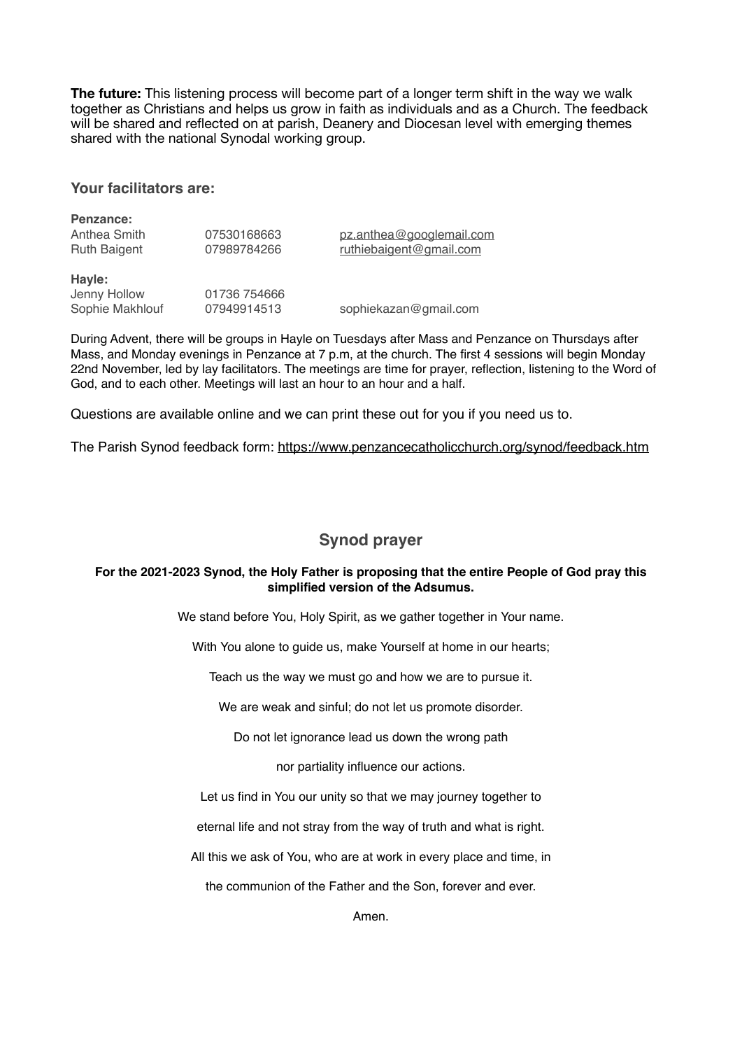**The future:** This listening process will become part of a longer term shift in the way we walk together as Christians and helps us grow in faith as individuals and as a Church. The feedback will be shared and reflected on at parish, Deanery and Diocesan level with emerging themes shared with the national Synodal working group.

### Your facilitators are:

**Penzance:**

| | | |
|---|---|---|
| Anthea Smith | 07530168663 | pz.anthea@googlemail.com |
| Ruth Baigent | 07989784266 | ruthiebaigent@gmail.com |

**Hayle:**

| | | |
|---|---|---|
| Jenny Hollow | 01736 754666 | |
| Sophie Makhlouf | 07949914513 | sophiekazan@gmail.com |

During Advent, there will be groups in Hayle on Tuesdays after Mass and Penzance on Thursdays after Mass, and Monday evenings in Penzance at 7 p.m, at the church. The first 4 sessions will begin Monday 22nd November, led by lay facilitators. The meetings are time for prayer, reflection, listening to the Word of God, and to each other. Meetings will last an hour to an hour and a half.

Questions are available online and we can print these out for you if you need us to.

The Parish Synod feedback form: https://www.penzancecatholicchurch.org/synod/feedback.htm

## Synod prayer

**For the 2021-2023 Synod, the Holy Father is proposing that the entire People of God pray this simplified version of the Adsumus.**

We stand before You, Holy Spirit, as we gather together in Your name.

With You alone to guide us, make Yourself at home in our hearts;

Teach us the way we must go and how we are to pursue it.

We are weak and sinful; do not let us promote disorder.

Do not let ignorance lead us down the wrong path

nor partiality influence our actions.

Let us find in You our unity so that we may journey together to

eternal life and not stray from the way of truth and what is right.

All this we ask of You, who are at work in every place and time, in

the communion of the Father and the Son, forever and ever.

Amen.